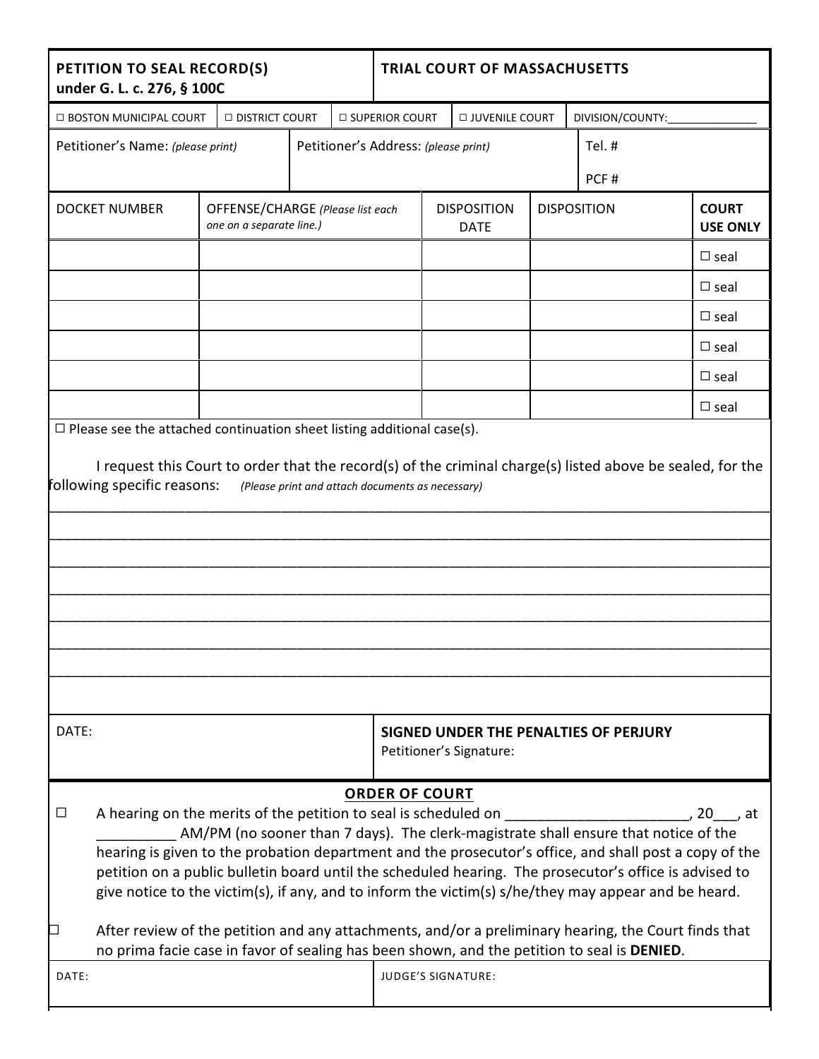**PETITION TO SEAL RECORD(S)**
**under G. L. c. 276, § 100C**

**TRIAL COURT OF MASSACHUSETTS**

☐ BOSTON MUNICIPAL COURT ☐ DISTRICT COURT ☐ SUPERIOR COURT ☐ JUVENILE COURT DIVISION/COUNTY:______________

| Petitioner's Name: *(please print)* | Petitioner's Address: *(please print)* | Tel. # PCF # |
|---|---|---|
| | | |

| DOCKET NUMBER | OFFENSE/CHARGE *(Please list each one on a separate line.)* | DISPOSITION DATE | DISPOSITION | **COURT USE ONLY** |
|---|---|---|---|---|
| | | | | ☐ seal |
| | | | | ☐ seal |
| | | | | ☐ seal |
| | | | | ☐ seal |
| | | | | ☐ seal |
| | | | | ☐ seal |

☐ Please see the attached continuation sheet listing additional case(s).

I request this Court to order that the record(s) of the criminal charge(s) listed above be sealed, for the following specific reasons: *(Please print and attach documents as necessary)*

_______________________________________________________________________________

_______________________________________________________________________________

_______________________________________________________________________________

_______________________________________________________________________________

_______________________________________________________________________________

_______________________________________________________________________________

_______________________________________________________________________________

DATE:

**SIGNED UNDER THE PENALTIES OF PERJURY**
Petitioner's Signature:

## ORDER OF COURT

☐ A hearing on the merits of the petition to seal is scheduled on _______________________, 20___, at __________ AM/PM (no sooner than 7 days). The clerk-magistrate shall ensure that notice of the hearing is given to the probation department and the prosecutor's office, and shall post a copy of the petition on a public bulletin board until the scheduled hearing. The prosecutor's office is advised to give notice to the victim(s), if any, and to inform the victim(s) s/he/they may appear and be heard.

☐ After review of the petition and any attachments, and/or a preliminary hearing, the Court finds that no prima facie case in favor of sealing has been shown, and the petition to seal is **DENIED**.

DATE:

JUDGE'S SIGNATURE: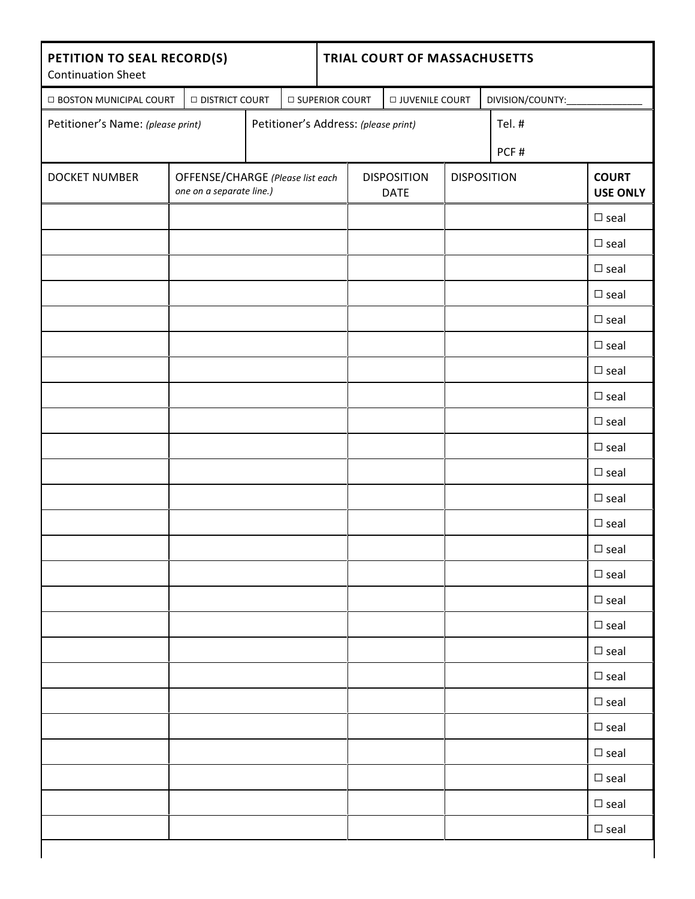**PETITION TO SEAL RECORD(S)**
Continuation Sheet

**TRIAL COURT OF MASSACHUSETTS**

☐ BOSTON MUNICIPAL COURT ☐ DISTRICT COURT ☐ SUPERIOR COURT ☐ JUVENILE COURT DIVISION/COUNTY:_______________

| Petitioner's Name: *(please print)* | Petitioner's Address: *(please print)* | Tel. # |
|---|---|---|
| | | PCF # |

| DOCKET NUMBER | OFFENSE/CHARGE *(Please list each one on a separate line.)* | DISPOSITION DATE | DISPOSITION | **COURT USE ONLY** |
|---|---|---|---|---|
| | | | | ☐ seal |
| | | | | ☐ seal |
| | | | | ☐ seal |
| | | | | ☐ seal |
| | | | | ☐ seal |
| | | | | ☐ seal |
| | | | | ☐ seal |
| | | | | ☐ seal |
| | | | | ☐ seal |
| | | | | ☐ seal |
| | | | | ☐ seal |
| | | | | ☐ seal |
| | | | | ☐ seal |
| | | | | ☐ seal |
| | | | | ☐ seal |
| | | | | ☐ seal |
| | | | | ☐ seal |
| | | | | ☐ seal |
| | | | | ☐ seal |
| | | | | ☐ seal |
| | | | | ☐ seal |
| | | | | ☐ seal |
| | | | | ☐ seal |
| | | | | ☐ seal |
| | | | | ☐ seal |